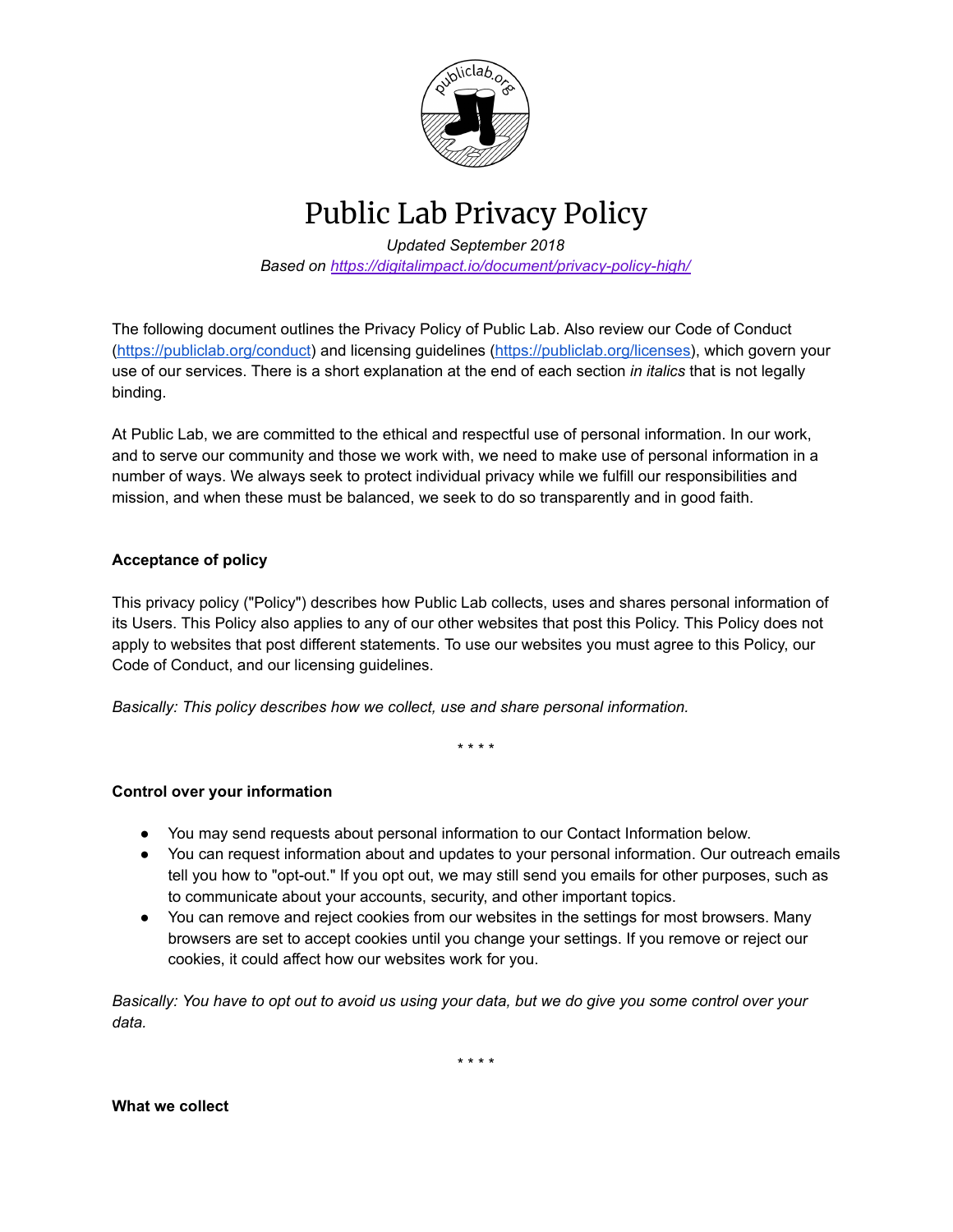# Public Lab Privacy Policy

*Updated September 2018*
*Based on [https://digitalimpact.io/document/privacy-policy-high/](https://digitalimpact.io/document/privacy-policy-high/)*

The following document outlines the Privacy Policy of Public Lab. Also review our Code of Conduct ([https://publiclab.org/conduct](https://publiclab.org/conduct)) and licensing guidelines ([https://publiclab.org/licenses](https://publiclab.org/licenses)), which govern your use of our services. There is a short explanation at the end of each section *in italics* that is not legally binding.

At Public Lab, we are committed to the ethical and respectful use of personal information. In our work, and to serve our community and those we work with, we need to make use of personal information in a number of ways. We always seek to protect individual privacy while we fulfill our responsibilities and mission, and when these must be balanced, we seek to do so transparently and in good faith.

**Acceptance of policy**

This privacy policy ("Policy") describes how Public Lab collects, uses and shares personal information of its Users. This Policy also applies to any of our other websites that post this Policy. This Policy does not apply to websites that post different statements. To use our websites you must agree to this Policy, our Code of Conduct, and our licensing guidelines.

*Basically: This policy describes how we collect, use and share personal information.*

\* \* \* \*

**Control over your information**

- You may send requests about personal information to our Contact Information below.
- You can request information about and updates to your personal information. Our outreach emails tell you how to "opt-out." If you opt out, we may still send you emails for other purposes, such as to communicate about your accounts, security, and other important topics.
- You can remove and reject cookies from our websites in the settings for most browsers. Many browsers are set to accept cookies until you change your settings. If you remove or reject our cookies, it could affect how our websites work for you.

*Basically: You have to opt out to avoid us using your data, but we do give you some control over your data.*

\* \* \* \*

**What we collect**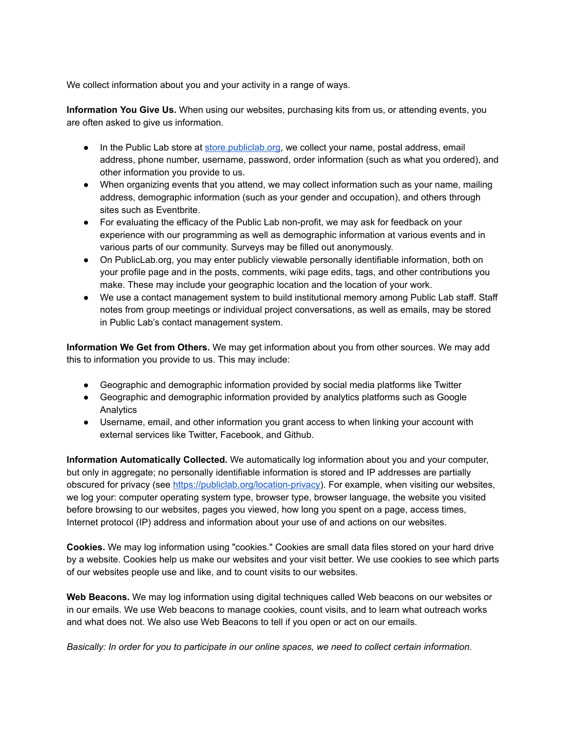We collect information about you and your activity in a range of ways.

**Information You Give Us.** When using our websites, purchasing kits from us, or attending events, you are often asked to give us information.

- In the Public Lab store at [store.publiclab.org](store.publiclab.org), we collect your name, postal address, email address, phone number, username, password, order information (such as what you ordered), and other information you provide to us.
- When organizing events that you attend, we may collect information such as your name, mailing address, demographic information (such as your gender and occupation), and others through sites such as Eventbrite.
- For evaluating the efficacy of the Public Lab non-profit, we may ask for feedback on your experience with our programming as well as demographic information at various events and in various parts of our community. Surveys may be filled out anonymously.
- On PublicLab.org, you may enter publicly viewable personally identifiable information, both on your profile page and in the posts, comments, wiki page edits, tags, and other contributions you make. These may include your geographic location and the location of your work.
- We use a contact management system to build institutional memory among Public Lab staff. Staff notes from group meetings or individual project conversations, as well as emails, may be stored in Public Lab's contact management system.

**Information We Get from Others.** We may get information about you from other sources. We may add this to information you provide to us. This may include:

- Geographic and demographic information provided by social media platforms like Twitter
- Geographic and demographic information provided by analytics platforms such as Google Analytics
- Username, email, and other information you grant access to when linking your account with external services like Twitter, Facebook, and Github.

**Information Automatically Collected.** We automatically log information about you and your computer, but only in aggregate; no personally identifiable information is stored and IP addresses are partially obscured for privacy (see [https://publiclab.org/location-privacy](https://publiclab.org/location-privacy)). For example, when visiting our websites, we log your: computer operating system type, browser type, browser language, the website you visited before browsing to our websites, pages you viewed, how long you spent on a page, access times, Internet protocol (IP) address and information about your use of and actions on our websites.

**Cookies.** We may log information using "cookies." Cookies are small data files stored on your hard drive by a website. Cookies help us make our websites and your visit better. We use cookies to see which parts of our websites people use and like, and to count visits to our websites.

**Web Beacons.** We may log information using digital techniques called Web beacons on our websites or in our emails. We use Web beacons to manage cookies, count visits, and to learn what outreach works and what does not. We also use Web Beacons to tell if you open or act on our emails.

*Basically: In order for you to participate in our online spaces, we need to collect certain information.*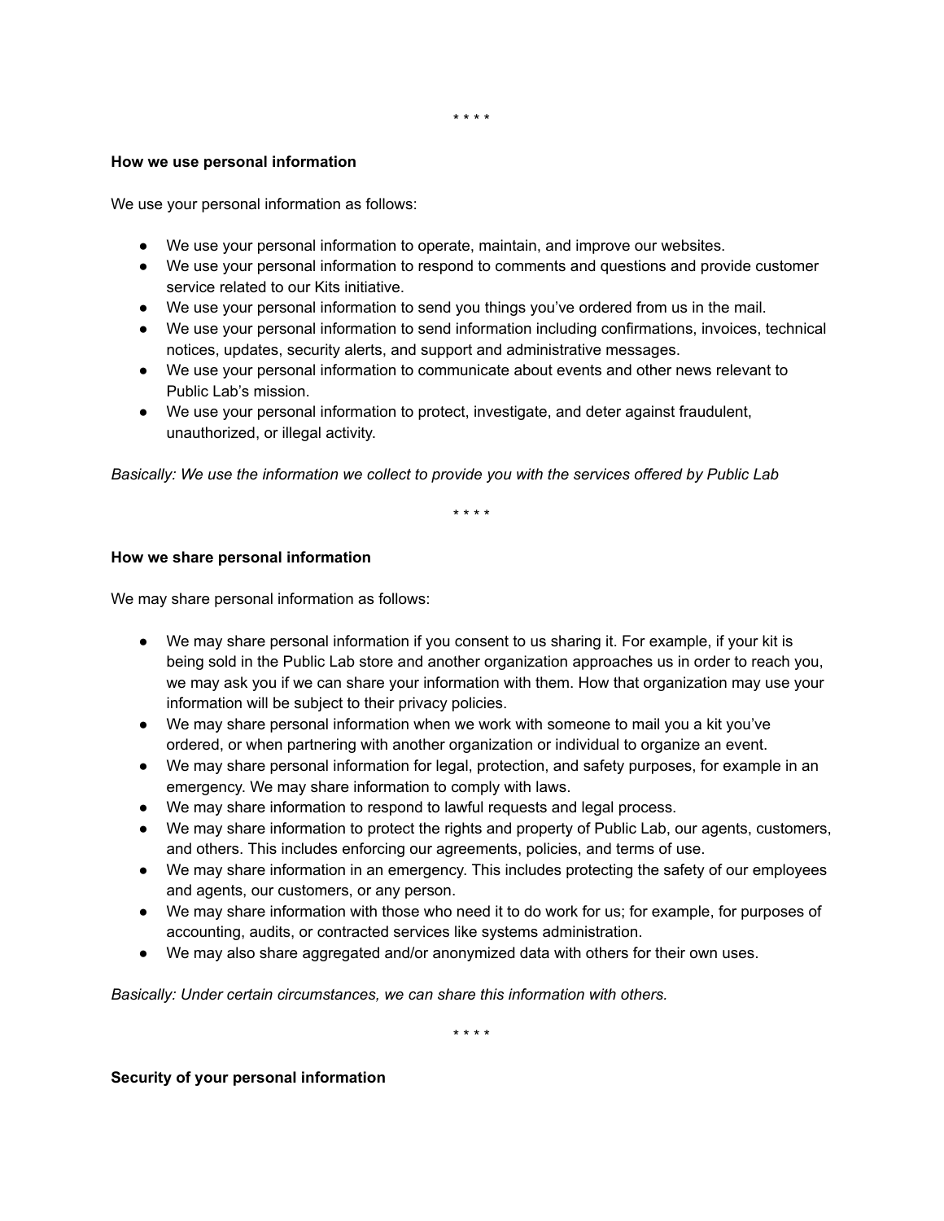\* \* \* \*

**How we use personal information**

We use your personal information as follows:

- We use your personal information to operate, maintain, and improve our websites.
- We use your personal information to respond to comments and questions and provide customer service related to our Kits initiative.
- We use your personal information to send you things you've ordered from us in the mail.
- We use your personal information to send information including confirmations, invoices, technical notices, updates, security alerts, and support and administrative messages.
- We use your personal information to communicate about events and other news relevant to Public Lab's mission.
- We use your personal information to protect, investigate, and deter against fraudulent, unauthorized, or illegal activity.

*Basically: We use the information we collect to provide you with the services offered by Public Lab*

\* \* \* \*

**How we share personal information**

We may share personal information as follows:

- We may share personal information if you consent to us sharing it. For example, if your kit is being sold in the Public Lab store and another organization approaches us in order to reach you, we may ask you if we can share your information with them. How that organization may use your information will be subject to their privacy policies.
- We may share personal information when we work with someone to mail you a kit you've ordered, or when partnering with another organization or individual to organize an event.
- We may share personal information for legal, protection, and safety purposes, for example in an emergency. We may share information to comply with laws.
- We may share information to respond to lawful requests and legal process.
- We may share information to protect the rights and property of Public Lab, our agents, customers, and others. This includes enforcing our agreements, policies, and terms of use.
- We may share information in an emergency. This includes protecting the safety of our employees and agents, our customers, or any person.
- We may share information with those who need it to do work for us; for example, for purposes of accounting, audits, or contracted services like systems administration.
- We may also share aggregated and/or anonymized data with others for their own uses.

*Basically: Under certain circumstances, we can share this information with others.*

\* \* \* \*

**Security of your personal information**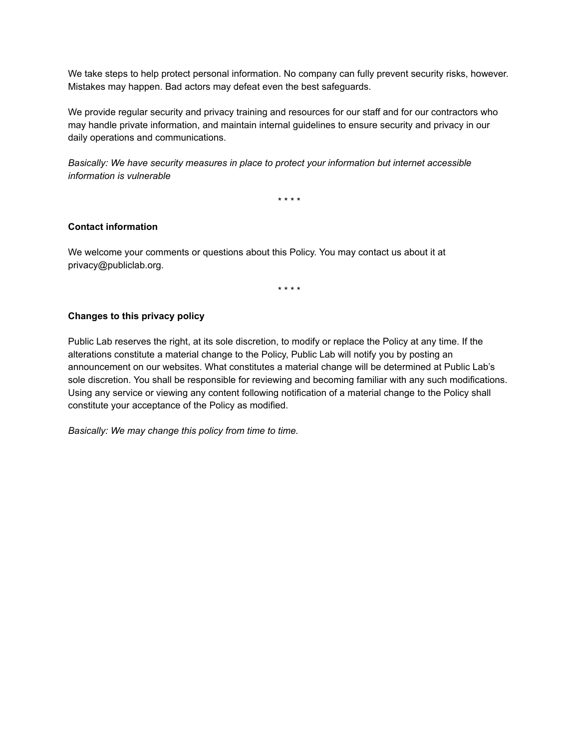We take steps to help protect personal information. No company can fully prevent security risks, however. Mistakes may happen. Bad actors may defeat even the best safeguards.

We provide regular security and privacy training and resources for our staff and for our contractors who may handle private information, and maintain internal guidelines to ensure security and privacy in our daily operations and communications.

*Basically: We have security measures in place to protect your information but internet accessible information is vulnerable*

\* \* \* \*

**Contact information**

We welcome your comments or questions about this Policy. You may contact us about it at privacy@publiclab.org.

\* \* \* \*

**Changes to this privacy policy**

Public Lab reserves the right, at its sole discretion, to modify or replace the Policy at any time. If the alterations constitute a material change to the Policy, Public Lab will notify you by posting an announcement on our websites. What constitutes a material change will be determined at Public Lab's sole discretion. You shall be responsible for reviewing and becoming familiar with any such modifications. Using any service or viewing any content following notification of a material change to the Policy shall constitute your acceptance of the Policy as modified.

*Basically: We may change this policy from time to time.*